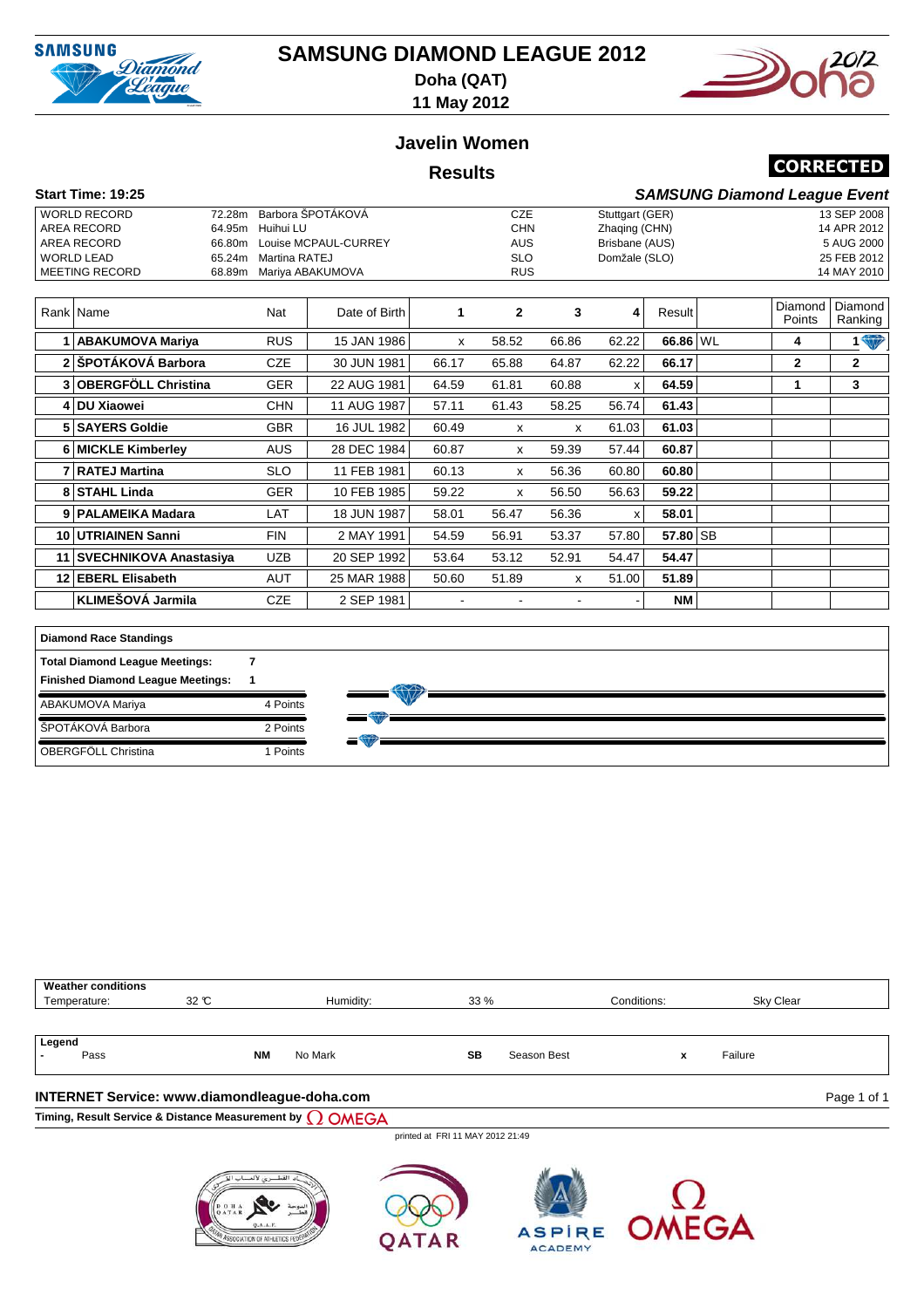# SAMSUNG DIAMOND LEAGUE 2012

**Doha (QAT)**

**11 May 2012**

## Javelin Women

## Results

**CORRECTED**

**Start Time: 19:25**

***SAMSUNG Diamond League Event***

| | | | | | |
|---|---|---|---|---|---|
| WORLD RECORD | 72.28m | Barbora ŠPOTÁKOVÁ | CZE | Stuttgart (GER) | 13 SEP 2008 |
| AREA RECORD | 64.95m | Huihui LU | CHN | Zhaqing (CHN) | 14 APR 2012 |
| AREA RECORD | 66.80m | Louise MCPAUL-CURREY | AUS | Brisbane (AUS) | 5 AUG 2000 |
| WORLD LEAD | 65.24m | Martina RATEJ | SLO | Domžale (SLO) | 25 FEB 2012 |
| MEETING RECORD | 68.89m | Mariya ABAKUMOVA | RUS | | 14 MAY 2010 |

| Rank | Name | Nat | Date of Birth | 1 | 2 | 3 | 4 | Result | | Diamond Points | Diamond Ranking |
|---|---|---|---|---|---|---|---|---|---|---|---|
| 1 | **ABAKUMOVA Mariya** | RUS | 15 JAN 1986 | x | 58.52 | 66.86 | 62.22 | **66.86** | WL | **4** | **1** |
| 2 | **ŠPOTÁKOVÁ Barbora** | CZE | 30 JUN 1981 | 66.17 | 65.88 | 64.87 | 62.22 | **66.17** | | **2** | **2** |
| 3 | **OBERGFÖLL Christina** | GER | 22 AUG 1981 | 64.59 | 61.81 | 60.88 | x | **64.59** | | **1** | **3** |
| 4 | **DU Xiaowei** | CHN | 11 AUG 1987 | 57.11 | 61.43 | 58.25 | 56.74 | **61.43** | | | |
| 5 | **SAYERS Goldie** | GBR | 16 JUL 1982 | 60.49 | x | x | 61.03 | **61.03** | | | |
| 6 | **MICKLE Kimberley** | AUS | 28 DEC 1984 | 60.87 | x | 59.39 | 57.44 | **60.87** | | | |
| 7 | **RATEJ Martina** | SLO | 11 FEB 1981 | 60.13 | x | 56.36 | 60.80 | **60.80** | | | |
| 8 | **STAHL Linda** | GER | 10 FEB 1985 | 59.22 | x | 56.50 | 56.63 | **59.22** | | | |
| 9 | **PALAMEIKA Madara** | LAT | 18 JUN 1987 | 58.01 | 56.47 | 56.36 | x | **58.01** | | | |
| 10 | **UTRIAINEN Sanni** | FIN | 2 MAY 1991 | 54.59 | 56.91 | 53.37 | 57.80 | **57.80** | SB | | |
| 11 | **SVECHNIKOVA Anastasiya** | UZB | 20 SEP 1992 | 53.64 | 53.12 | 52.91 | 54.47 | **54.47** | | | |
| 12 | **EBERL Elisabeth** | AUT | 25 MAR 1988 | 50.60 | 51.89 | x | 51.00 | **51.89** | | | |
| | **KLIMEŠOVÁ Jarmila** | CZE | 2 SEP 1981 | - | - | - | - | **NM** | | | |

**Diamond Race Standings**

**Total Diamond League Meetings:** 7

**Finished Diamond League Meetings:** 1

| | |
|---|---|
| ABAKUMOVA Mariya | 4 Points |
| ŠPOTÁKOVÁ Barbora | 2 Points |
| OBERGFÖLL Christina | 1 Points |

**Weather conditions**

| Temperature: | 32 °C | Humidity: | 33 % | Conditions: | Sky Clear |
|---|---|---|---|---|---|

**Legend**

| | | | | | |
|---|---|---|---|---|---|
| - | Pass | NM | No Mark | SB | Season Best |
| x | Failure | | | | |

**INTERNET Service: www.diamondleague-doha.com**

**Timing, Result Service & Distance Measurement by OMEGA**

printed at FRI 11 MAY 2012 21:49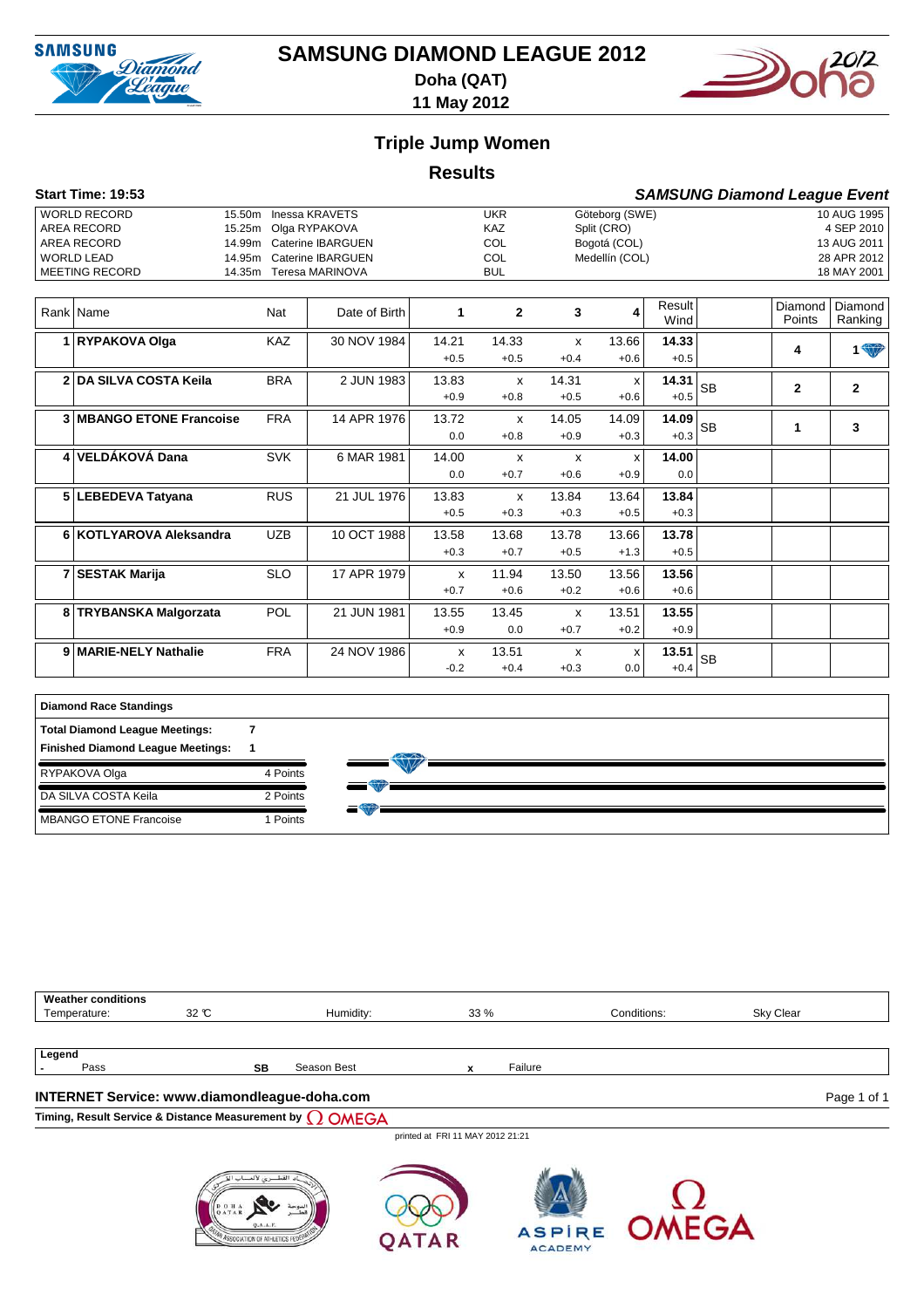# SAMSUNG DIAMOND LEAGUE 2012

**Doha (QAT)**

**11 May 2012**

## Triple Jump Women

## Results

**Start Time: 19:53** — ***SAMSUNG Diamond League Event***

| | | | | | |
|---|---|---|---|---|---|
| WORLD RECORD | 15.50m | Inessa KRAVETS | UKR | Göteborg (SWE) | 10 AUG 1995 |
| AREA RECORD | 15.25m | Olga RYPAKOVA | KAZ | Split (CRO) | 4 SEP 2010 |
| AREA RECORD | 14.99m | Caterine IBARGUEN | COL | Bogotá (COL) | 13 AUG 2011 |
| WORLD LEAD | 14.95m | Caterine IBARGUEN | COL | Medellín (COL) | 28 APR 2012 |
| MEETING RECORD | 14.35m | Teresa MARINOVA | BUL | | 18 MAY 2001 |

| Rank | Name | Nat | Date of Birth | 1 | 2 | 3 | 4 | Result Wind | | Diamond Points | Diamond Ranking |
|---|---|---|---|---|---|---|---|---|---|---|---|
| 1 | **RYPAKOVA Olga** | KAZ | 30 NOV 1984 | 14.21 +0.5 | 14.33 +0.5 | x +0.4 | 13.66 +0.6 | **14.33** +0.5 | | 4 | 1 |
| 2 | **DA SILVA COSTA Keila** | BRA | 2 JUN 1983 | 13.83 +0.9 | x +0.8 | 14.31 +0.5 | x +0.6 | **14.31** +0.5 | SB | 2 | 2 |
| 3 | **MBANGO ETONE Francoise** | FRA | 14 APR 1976 | 13.72 0.0 | x +0.8 | 14.05 +0.9 | 14.09 +0.3 | **14.09** +0.3 | SB | 1 | 3 |
| 4 | **VELDÁKOVÁ Dana** | SVK | 6 MAR 1981 | 14.00 0.0 | x +0.7 | x +0.6 | x +0.9 | **14.00** 0.0 | | | |
| 5 | **LEBEDEVA Tatyana** | RUS | 21 JUL 1976 | 13.83 +0.5 | x +0.3 | 13.84 +0.3 | 13.64 +0.5 | **13.84** +0.3 | | | |
| 6 | **KOTLYAROVA Aleksandra** | UZB | 10 OCT 1988 | 13.58 +0.3 | 13.68 +0.7 | 13.78 +0.5 | 13.66 +1.3 | **13.78** +0.5 | | | |
| 7 | **SESTAK Marija** | SLO | 17 APR 1979 | x +0.7 | 11.94 +0.6 | 13.50 +0.2 | 13.56 +0.6 | **13.56** +0.6 | | | |
| 8 | **TRYBANSKA Malgorzata** | POL | 21 JUN 1981 | 13.55 +0.9 | 13.45 0.0 | x +0.7 | 13.51 +0.2 | **13.55** +0.9 | | | |
| 9 | **MARIE-NELY Nathalie** | FRA | 24 NOV 1986 | x -0.2 | 13.51 +0.4 | x +0.3 | x 0.0 | **13.51** +0.4 | SB | | |

**Diamond Race Standings**

**Total Diamond League Meetings:** 7

**Finished Diamond League Meetings:** 1

| | |
|---|---|
| RYPAKOVA Olga | 4 Points |
| DA SILVA COSTA Keila | 2 Points |
| MBANGO ETONE Francoise | 1 Points |

**Weather conditions**

| | | | | | |
|---|---|---|---|---|---|
| Temperature: | 32 °C | Humidity: | 33 % | Conditions: | Sky Clear |

**Legend**

| | | | | | |
|---|---|---|---|---|---|
| - | Pass | SB | Season Best | x | Failure |

**INTERNET Service: www.diamondleague-doha.com**

**Timing, Result Service & Distance Measurement by OMEGA**

printed at FRI 11 MAY 2012 21:21